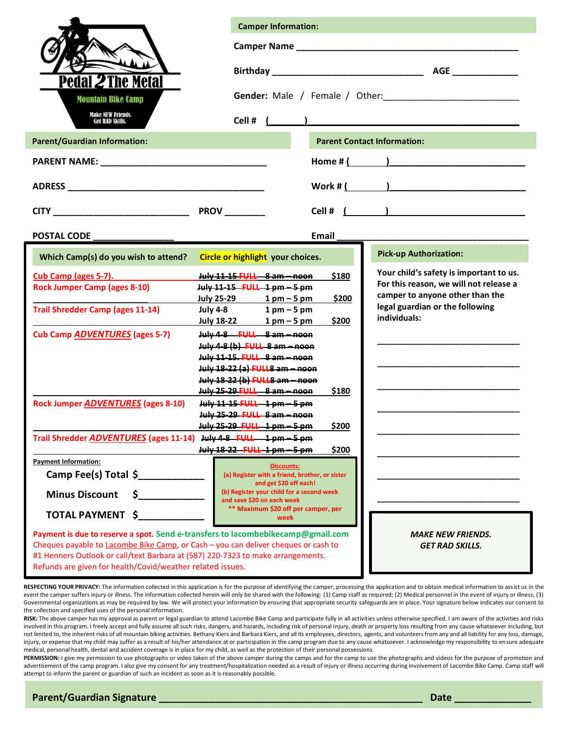**Pedal 2 The Metal**
**Mountain Bike Camp**
Make NEW Friends. Get RAD Skills.

## Camper Information:

**Camper Name** ____________________________________________

**Birthday** ______________________________ **AGE** ____________

**Gender:** Male / Female / Other:__________________________

**Cell #** (______)____________________________________________

## Parent/Guardian Information:

**PARENT NAME:** ________________________________

**ADRESS** ______________________________________

**CITY** __________________________ **PROV** ________

**POSTAL CODE** ________________

## Parent Contact Information:

**Home #** (________)__________________________

**Work #** (________)__________________________

**Cell #** (________)__________________________

**Email** ____________________________________

## Which Camp(s) do you wish to attend? Circle or highlight your choices.

| Camp | Dates | Time | Fee |
|---|---|---|---|
| Cub Camp (ages 5-7). | ~~July 11-15~~ FULL | ~~8 am – noon~~ | $180 |
| Rock Jumper Camp (ages 8-10) | ~~July 11-15~~ FULL | ~~1 pm – 5 pm~~ | |
| | July 25-29 | 1 pm – 5 pm | $200 |
| Trail Shredder Camp (ages 11-14) | July 4-8 | 1 pm – 5 pm | |
| | July 18-22 | 1 pm – 5 pm | $200 |
| Cub Camp *ADVENTURES* (ages 5-7) | ~~July 4-8~~ FULL | ~~8 am – noon~~ | |
| | ~~July 4-8 (b)~~ FULL | ~~8 am – noon~~ | |
| | ~~July 11-15.~~ FULL | ~~8 am – noon~~ | |
| | ~~July 18-22 (a)~~ FULL | ~~8 am – noon~~ | |
| | ~~July 18-22 (b)~~ FULL | ~~8 am – noon~~ | |
| | ~~July 25-29~~ FULL | ~~8 am – noon~~ | $180 |
| Rock Jumper *ADVENTURES* (ages 8-10) | ~~July 11-15~~ FULL | ~~1 pm – 5 pm~~ | |
| | ~~July 25-29~~ FULL | ~~8 am – noon~~ | |
| | ~~July 25-29~~ FULL | ~~1 pm – 5 pm~~ | $200 |
| Trail Shredder *ADVENTURES* (ages 11-14) | ~~July 4-8~~ FULL | ~~1 pm – 5 pm~~ | |
| | ~~July 18-22~~ FULL | ~~1 pm – 5 pm~~ | $200 |

**Payment Information:**

**Camp Fee(s) Total $**____________

**Minus Discount $**____________

**TOTAL PAYMENT $**____________

**Discounts:**
(a) Register with a friend, brother, or sister and get $20 off each!
(b) Register your child for a second week and save $20 on each week
** Maximum $20 off per camper, per week

**Payment is due to reserve a spot.** Send e-transfers to lacombebikecamp@gmail.com
Cheques payable to Lacombe Bike Camp, or Cash – you can deliver cheques or cash to #1 Henners Outlook or call/text Barbara at (587) 220-7323 to make arrangements.
Refunds are given for health/Covid/weather related issues.

## Pick-up Authorization:

Your child's safety is important to us. For this reason, we will not release a camper to anyone other than the legal guardian or the following individuals:

______________________________

______________________________

______________________________

______________________________

______________________________

______________________________

______________________________

______________________________

*MAKE NEW FRIENDS.*
*GET RAD SKILLS.*

**RESPECTING YOUR PRIVACY:** The information collected in this application is for the purpose of identifying the camper, processing the application and to obtain medical information to assist us in the event the camper suffers injury or illness. The information collected herein will only be shared with the following: (1) Camp staff as required; (2) Medical personnel in the event of injury or illness; (3) Governmental organizations as may be required by law. We will protect your information by ensuring that appropriate security safeguards are in place. Your signature below indicates our consent to the collection and specified uses of the personal information.

**RISK:** The above camper has my approval as parent or legal guardian to attend Lacombe Bike Camp and participate fully in all activities unless otherwise specified. I am aware of the activities and risks involved in this program. I freely accept and fully assume all such risks, dangers, and hazards, including risk of personal injury, death or property loss resulting from any cause whatsoever including, but not limited to, the inherent risks of all mountain biking activities. Bethany Kiers and Barbara Kiers, and all its employees, directors, agents, and volunteers from any and all liability for any loss, damage, injury, or expense that my child may suffer as a result of his/her attendance at or participation in the camp program due to any cause whatsoever. I acknowledge my responsibility to ensure adequate medical, personal health, dental and accident coverage is in place for my child, as well as the protection of their personal possessions.

**PERMISSION:** I give my permission to use photographs or video taken of the above camper during the camps and for the camp to use the photographs and videos for the purpose of promotion and advertisement of the camp program. I also give my consent for any treatment/hospitalization needed as a result of injury or illness occurring during involvement of Lacombe Bike Camp. Camp staff will attempt to inform the parent or guardian of such an incident as soon as it is reasonably possible.

**Parent/Guardian Signature** ______________________________________________ **Date** ______________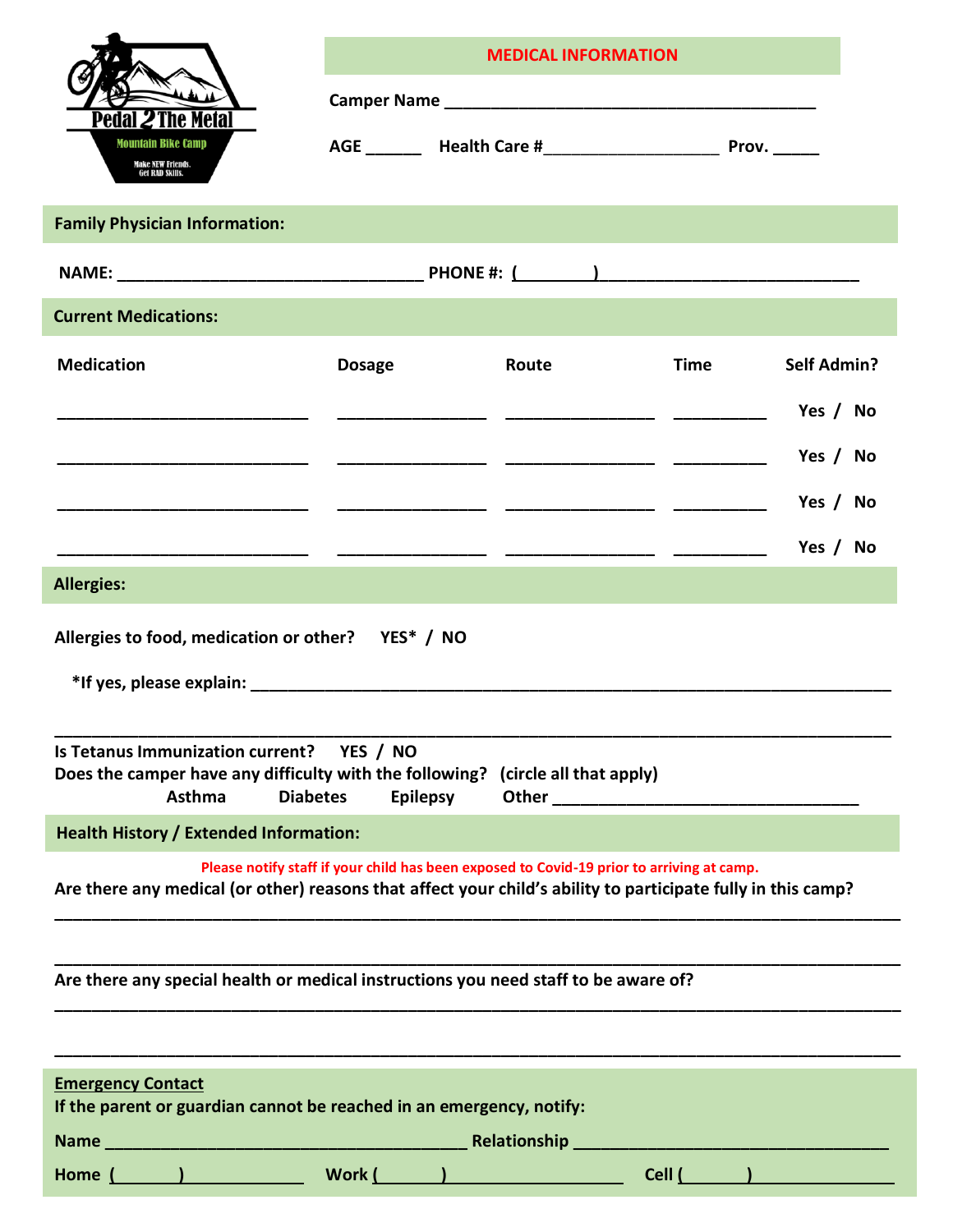Pedal 2 The Metal

Mountain Bike Camp

Make NEW Friends. Get RAD Skills.

## MEDICAL INFORMATION

**Camper Name** ________________________________________

**AGE** ______ **Health Care #**__________________ **Prov.** _____

### Family Physician Information:

**NAME:** ________________________________ **PHONE #:** (________)__________________________

### Current Medications:

| Medication | Dosage | Route | Time | Self Admin? |
|---|---|---|---|---|
| | | | | Yes / No |
| | | | | Yes / No |
| | | | | Yes / No |
| | | | | Yes / No |

### Allergies:

**Allergies to food, medication or other?** **YES* / NO**

***If yes, please explain:** ______________________________________________________________________

______________________________________________________________________________________

**Is Tetanus Immunization current?** **YES / NO**

**Does the camper have any difficulty with the following? (circle all that apply)**

**Asthma** **Diabetes** **Epilepsy** **Other** _________________________________

### Health History / Extended Information:

**Please notify staff if your child has been exposed to Covid-19 prior to arriving at camp.**

**Are there any medical (or other) reasons that affect your child's ability to participate fully in this camp?**

______________________________________________________________________________________

______________________________________________________________________________________

**Are there any special health or medical instructions you need staff to be aware of?**

______________________________________________________________________________________

______________________________________________________________________________________

**Emergency Contact**

**If the parent or guardian cannot be reached in an emergency, notify:**

**Name** ______________________________________ **Relationship** __________________________________

**Home** (_______)_____________ **Work** (_______)__________________ **Cell** (_______)_______________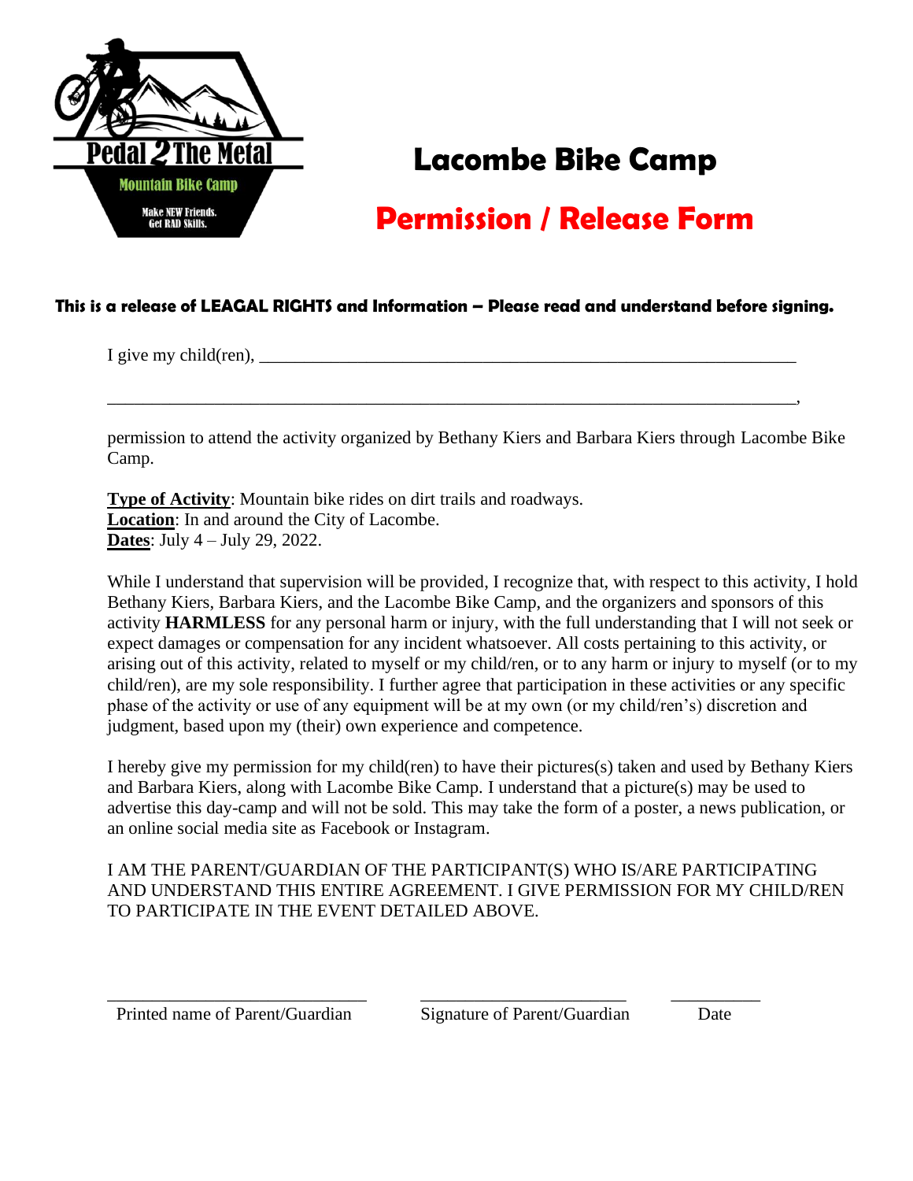Pedal 2 The Metal

Mountain Bike Camp

Make NEW Friends. Get RAD Skills.

# Lacombe Bike Camp

# Permission / Release Form

**This is a release of LEAGAL RIGHTS and Information – Please read and understand before signing.**

I give my child(ren), ______________________________________________________________

______________________________________________________________________________,

permission to attend the activity organized by Bethany Kiers and Barbara Kiers through Lacombe Bike Camp.

**Type of Activity**: Mountain bike rides on dirt trails and roadways.
**Location**: In and around the City of Lacombe.
**Dates**: July 4 – July 29, 2022.

While I understand that supervision will be provided, I recognize that, with respect to this activity, I hold Bethany Kiers, Barbara Kiers, and the Lacombe Bike Camp, and the organizers and sponsors of this activity **HARMLESS** for any personal harm or injury, with the full understanding that I will not seek or expect damages or compensation for any incident whatsoever. All costs pertaining to this activity, or arising out of this activity, related to myself or my child/ren, or to any harm or injury to myself (or to my child/ren), are my sole responsibility. I further agree that participation in these activities or any specific phase of the activity or use of any equipment will be at my own (or my child/ren's) discretion and judgment, based upon my (their) own experience and competence.

I hereby give my permission for my child(ren) to have their pictures(s) taken and used by Bethany Kiers and Barbara Kiers, along with Lacombe Bike Camp. I understand that a picture(s) may be used to advertise this day-camp and will not be sold. This may take the form of a poster, a news publication, or an online social media site as Facebook or Instagram.

I AM THE PARENT/GUARDIAN OF THE PARTICIPANT(S) WHO IS/ARE PARTICIPATING AND UNDERSTAND THIS ENTIRE AGREEMENT. I GIVE PERMISSION FOR MY CHILD/REN TO PARTICIPATE IN THE EVENT DETAILED ABOVE.

______________________________ ______________________ __________

Printed name of Parent/Guardian Signature of Parent/Guardian Date